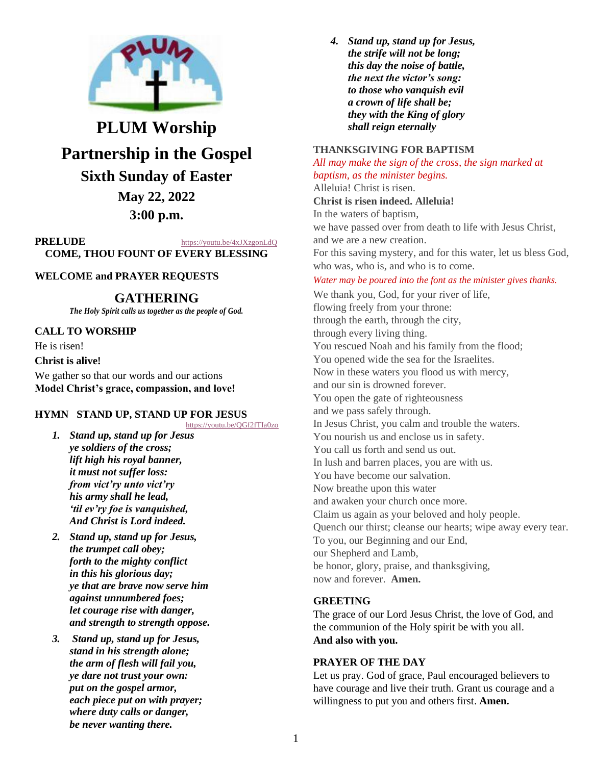# PLUM Worship

# Partnership in the Gospel

## Sixth Sunday of Easter

### May 22, 2022

### 3:00 p.m.

**PRELUDE** https://youtu.be/4xJXzgonLdQ
**COME, THOU FOUNT OF EVERY BLESSING**

**WELCOME and PRAYER REQUESTS**

## GATHERING

*The Holy Spirit calls us together as the people of God.*

**CALL TO WORSHIP**

He is risen!
**Christ is alive!**
We gather so that our words and our actions
**Model Christ's grace, compassion, and love!**

**HYMN STAND UP, STAND UP FOR JESUS**
https://youtu.be/QGf2fTIa0zo

1. ***Stand up, stand up for Jesus***
***ye soldiers of the cross;***
***lift high his royal banner,***
***it must not suffer loss:***
***from vict'ry unto vict'ry***
***his army shall he lead,***
***'til ev'ry foe is vanquished,***
***And Christ is Lord indeed.***

2. ***Stand up, stand up for Jesus,***
***the trumpet call obey;***
***forth to the mighty conflict***
***in this his glorious day;***
***ye that are brave now serve him***
***against unnumbered foes;***
***let courage rise with danger,***
***and strength to strength oppose.***

3. ***Stand up, stand up for Jesus,***
***stand in his strength alone;***
***the arm of flesh will fail you,***
***ye dare not trust your own:***
***put on the gospel armor,***
***each piece put on with prayer;***
***where duty calls or danger,***
***be never wanting there.***

4. ***Stand up, stand up for Jesus,***
***the strife will not be long;***
***this day the noise of battle,***
***the next the victor's song:***
***to those who vanquish evil***
***a crown of life shall be;***
***they with the King of glory***
***shall reign eternally***

**THANKSGIVING FOR BAPTISM**

*All may make the sign of the cross, the sign marked at baptism, as the minister begins.*

Alleluia! Christ is risen.
**Christ is risen indeed. Alleluia!**
In the waters of baptism,
we have passed over from death to life with Jesus Christ,
and we are a new creation.
For this saving mystery, and for this water, let us bless God,
who was, who is, and who is to come.

*Water may be poured into the font as the minister gives thanks.*

We thank you, God, for your river of life,
flowing freely from your throne:
through the earth, through the city,
through every living thing.
You rescued Noah and his family from the flood;
You opened wide the sea for the Israelites.
Now in these waters you flood us with mercy,
and our sin is drowned forever.
You open the gate of righteousness
and we pass safely through.
In Jesus Christ, you calm and trouble the waters.
You nourish us and enclose us in safety.
You call us forth and send us out.
In lush and barren places, you are with us.
You have become our salvation.
Now breathe upon this water
and awaken your church once more.
Claim us again as your beloved and holy people.
Quench our thirst; cleanse our hearts; wipe away every tear.
To you, our Beginning and our End,
our Shepherd and Lamb,
be honor, glory, praise, and thanksgiving,
now and forever. **Amen.**

**GREETING**

The grace of our Lord Jesus Christ, the love of God, and the communion of the Holy spirit be with you all.
**And also with you.**

**PRAYER OF THE DAY**

Let us pray. God of grace, Paul encouraged believers to have courage and live their truth. Grant us courage and a willingness to put you and others first. **Amen.**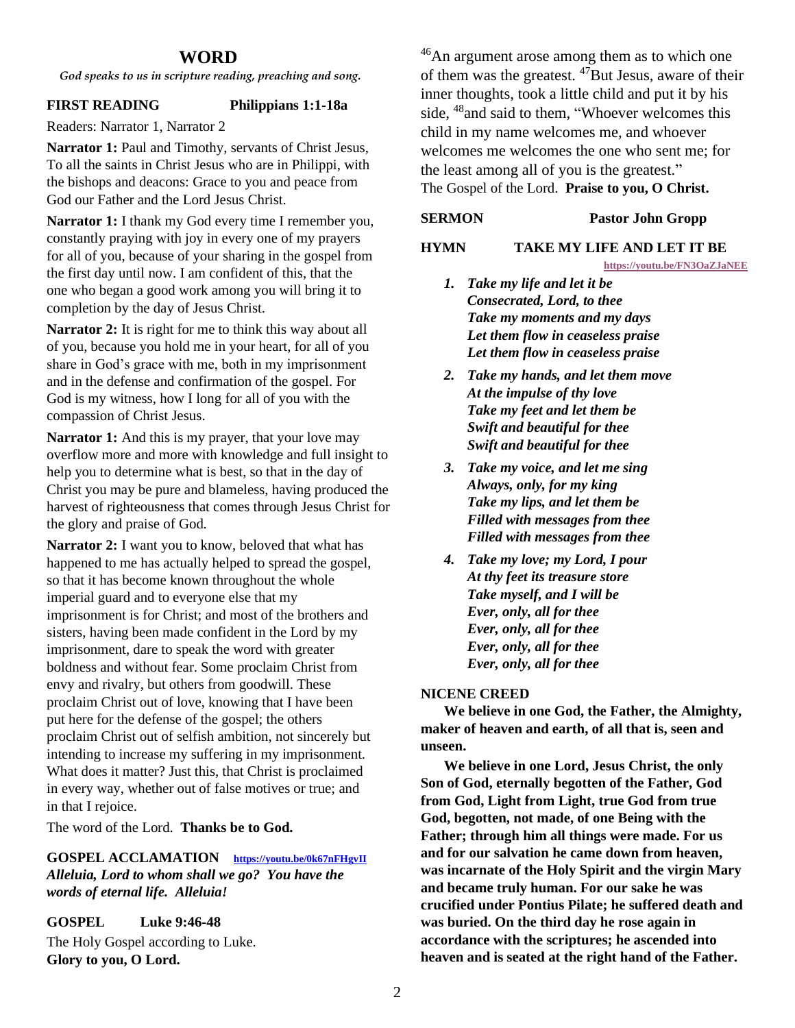## WORD

*God speaks to us in scripture reading, preaching and song.*

**FIRST READING Philippians 1:1-18a**

Readers: Narrator 1, Narrator 2

**Narrator 1:** Paul and Timothy, servants of Christ Jesus, To all the saints in Christ Jesus who are in Philippi, with the bishops and deacons: Grace to you and peace from God our Father and the Lord Jesus Christ.

**Narrator 1:** I thank my God every time I remember you, constantly praying with joy in every one of my prayers for all of you, because of your sharing in the gospel from the first day until now. I am confident of this, that the one who began a good work among you will bring it to completion by the day of Jesus Christ.

**Narrator 2:** It is right for me to think this way about all of you, because you hold me in your heart, for all of you share in God's grace with me, both in my imprisonment and in the defense and confirmation of the gospel. For God is my witness, how I long for all of you with the compassion of Christ Jesus.

**Narrator 1:** And this is my prayer, that your love may overflow more and more with knowledge and full insight to help you to determine what is best, so that in the day of Christ you may be pure and blameless, having produced the harvest of righteousness that comes through Jesus Christ for the glory and praise of God.

**Narrator 2:** I want you to know, beloved that what has happened to me has actually helped to spread the gospel, so that it has become known throughout the whole imperial guard and to everyone else that my imprisonment is for Christ; and most of the brothers and sisters, having been made confident in the Lord by my imprisonment, dare to speak the word with greater boldness and without fear. Some proclaim Christ from envy and rivalry, but others from goodwill. These proclaim Christ out of love, knowing that I have been put here for the defense of the gospel; the others proclaim Christ out of selfish ambition, not sincerely but intending to increase my suffering in my imprisonment. What does it matter? Just this, that Christ is proclaimed in every way, whether out of false motives or true; and in that I rejoice.

The word of the Lord. **Thanks be to God.**

**GOSPEL ACCLAMATION** https://youtu.be/0k67nFHgvII

***Alleluia, Lord to whom shall we go? You have the words of eternal life. Alleluia!***

**GOSPEL Luke 9:46-48**

The Holy Gospel according to Luke.
**Glory to you, O Lord.**

[46]An argument arose among them as to which one of them was the greatest. [47]But Jesus, aware of their inner thoughts, took a little child and put it by his side, [48]and said to them, "Whoever welcomes this child in my name welcomes me, and whoever welcomes me welcomes the one who sent me; for the least among all of you is the greatest."
The Gospel of the Lord. **Praise to you, O Christ.**

**SERMON Pastor John Gropp**

**HYMN TAKE MY LIFE AND LET IT BE**

https://youtu.be/FN3OaZJaNEE

1. ***Take my life and let it be***
   ***Consecrated, Lord, to thee***
   ***Take my moments and my days***
   ***Let them flow in ceaseless praise***
   ***Let them flow in ceaseless praise***
2. ***Take my hands, and let them move***
   ***At the impulse of thy love***
   ***Take my feet and let them be***
   ***Swift and beautiful for thee***
   ***Swift and beautiful for thee***
3. ***Take my voice, and let me sing***
   ***Always, only, for my king***
   ***Take my lips, and let them be***
   ***Filled with messages from thee***
   ***Filled with messages from thee***
4. ***Take my love; my Lord, I pour***
   ***At thy feet its treasure store***
   ***Take myself, and I will be***
   ***Ever, only, all for thee***
   ***Ever, only, all for thee***
   ***Ever, only, all for thee***
   ***Ever, only, all for thee***

**NICENE CREED**

**We believe in one God, the Father, the Almighty, maker of heaven and earth, of all that is, seen and unseen.**

**We believe in one Lord, Jesus Christ, the only Son of God, eternally begotten of the Father, God from God, Light from Light, true God from true God, begotten, not made, of one Being with the Father; through him all things were made. For us and for our salvation he came down from heaven, was incarnate of the Holy Spirit and the virgin Mary and became truly human. For our sake he was crucified under Pontius Pilate; he suffered death and was buried. On the third day he rose again in accordance with the scriptures; he ascended into heaven and is seated at the right hand of the Father.**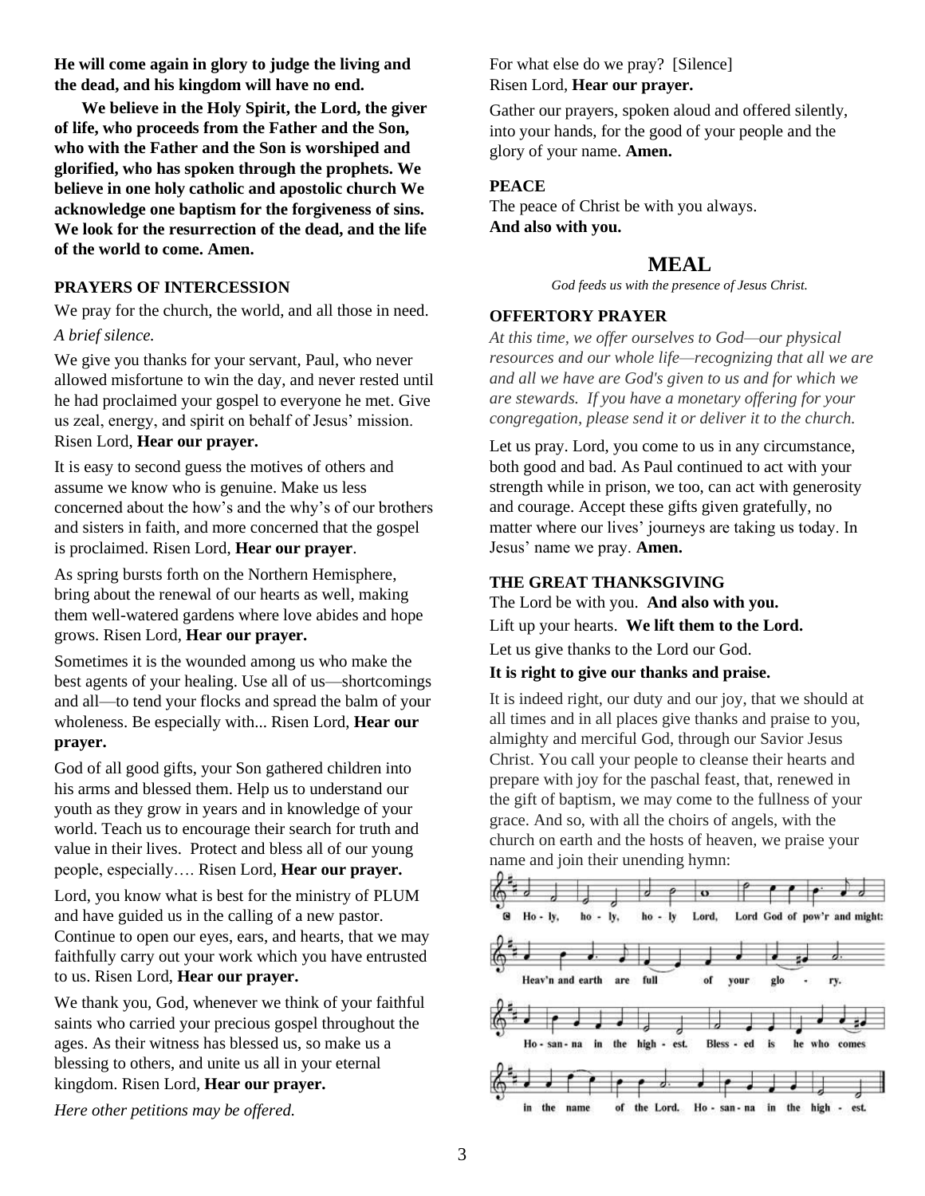**He will come again in glory to judge the living and the dead, and his kingdom will have no end.**

**We believe in the Holy Spirit, the Lord, the giver of life, who proceeds from the Father and the Son, who with the Father and the Son is worshiped and glorified, who has spoken through the prophets. We believe in one holy catholic and apostolic church We acknowledge one baptism for the forgiveness of sins. We look for the resurrection of the dead, and the life of the world to come. Amen.**

### PRAYERS OF INTERCESSION

We pray for the church, the world, and all those in need.

*A brief silence.*

We give you thanks for your servant, Paul, who never allowed misfortune to win the day, and never rested until he had proclaimed your gospel to everyone he met. Give us zeal, energy, and spirit on behalf of Jesus' mission. Risen Lord, **Hear our prayer.**

It is easy to second guess the motives of others and assume we know who is genuine. Make us less concerned about the how's and the why's of our brothers and sisters in faith, and more concerned that the gospel is proclaimed. Risen Lord, **Hear our prayer**.

As spring bursts forth on the Northern Hemisphere, bring about the renewal of our hearts as well, making them well-watered gardens where love abides and hope grows. Risen Lord, **Hear our prayer.**

Sometimes it is the wounded among us who make the best agents of your healing. Use all of us—shortcomings and all—to tend your flocks and spread the balm of your wholeness. Be especially with... Risen Lord, **Hear our prayer.**

God of all good gifts, your Son gathered children into his arms and blessed them. Help us to understand our youth as they grow in years and in knowledge of your world. Teach us to encourage their search for truth and value in their lives. Protect and bless all of our young people, especially…. Risen Lord, **Hear our prayer.**

Lord, you know what is best for the ministry of PLUM and have guided us in the calling of a new pastor. Continue to open our eyes, ears, and hearts, that we may faithfully carry out your work which you have entrusted to us. Risen Lord, **Hear our prayer.**

We thank you, God, whenever we think of your faithful saints who carried your precious gospel throughout the ages. As their witness has blessed us, so make us a blessing to others, and unite us all in your eternal kingdom. Risen Lord, **Hear our prayer.**

*Here other petitions may be offered.*

For what else do we pray? [Silence]
Risen Lord, **Hear our prayer.**

Gather our prayers, spoken aloud and offered silently, into your hands, for the good of your people and the glory of your name. **Amen.**

### PEACE

The peace of Christ be with you always.
**And also with you.**

## MEAL

*God feeds us with the presence of Jesus Christ.*

### OFFERTORY PRAYER

*At this time, we offer ourselves to God—our physical resources and our whole life—recognizing that all we are and all we have are God's given to us and for which we are stewards. If you have a monetary offering for your congregation, please send it or deliver it to the church.*

Let us pray. Lord, you come to us in any circumstance, both good and bad. As Paul continued to act with your strength while in prison, we too, can act with generosity and courage. Accept these gifts given gratefully, no matter where our lives' journeys are taking us today. In Jesus' name we pray. **Amen.**

### THE GREAT THANKSGIVING

The Lord be with you. **And also with you.**

Lift up your hearts. **We lift them to the Lord.**

Let us give thanks to the Lord our God.

**It is right to give our thanks and praise.**

It is indeed right, our duty and our joy, that we should at all times and in all places give thanks and praise to you, almighty and merciful God, through our Savior Jesus Christ. You call your people to cleanse their hearts and prepare with joy for the paschal feast, that, renewed in the gift of baptism, we may come to the fullness of your grace. And so, with all the choirs of angels, with the church on earth and the hosts of heaven, we praise your name and join their unending hymn:

Holy, holy, holy Lord, Lord God of pow'r and might: Heav'n and earth are full of your glory. Hosanna in the highest. Blessed is he who comes in the name of the Lord. Hosanna in the highest.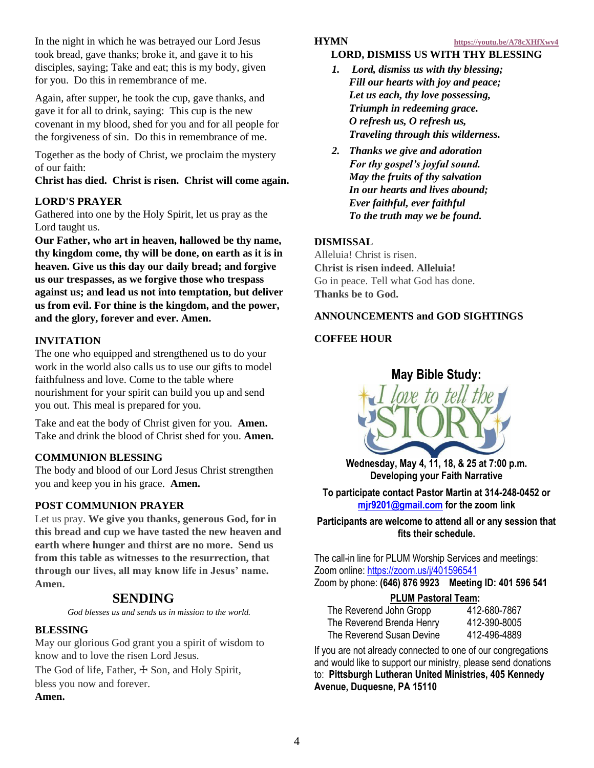In the night in which he was betrayed our Lord Jesus took bread, gave thanks; broke it, and gave it to his disciples, saying; Take and eat; this is my body, given for you. Do this in remembrance of me.

Again, after supper, he took the cup, gave thanks, and gave it for all to drink, saying: This cup is the new covenant in my blood, shed for you and for all people for the forgiveness of sin. Do this in remembrance of me.

Together as the body of Christ, we proclaim the mystery of our faith:
**Christ has died. Christ is risen. Christ will come again.**

**LORD'S PRAYER**
Gathered into one by the Holy Spirit, let us pray as the Lord taught us.
**Our Father, who art in heaven, hallowed be thy name, thy kingdom come, thy will be done, on earth as it is in heaven. Give us this day our daily bread; and forgive us our trespasses, as we forgive those who trespass against us; and lead us not into temptation, but deliver us from evil. For thine is the kingdom, and the power, and the glory, forever and ever. Amen.**

**INVITATION**
The one who equipped and strengthened us to do your work in the world also calls us to use our gifts to model faithfulness and love. Come to the table where nourishment for your spirit can build you up and send you out. This meal is prepared for you.

Take and eat the body of Christ given for you. **Amen.**
Take and drink the blood of Christ shed for you. **Amen.**

**COMMUNION BLESSING**
The body and blood of our Lord Jesus Christ strengthen you and keep you in his grace. **Amen.**

**POST COMMUNION PRAYER**
Let us pray. **We give you thanks, generous God, for in this bread and cup we have tasted the new heaven and earth where hunger and thirst are no more. Send us from this table as witnesses to the resurrection, that through our lives, all may know life in Jesus' name. Amen.**

## SENDING

*God blesses us and sends us in mission to the world.*

**BLESSING**
May our glorious God grant you a spirit of wisdom to know and to love the risen Lord Jesus.
The God of life, Father, ☩ Son, and Holy Spirit, bless you now and forever.
**Amen.**

**HYMN** https://youtu.be/A78cXHfXwv4
**LORD, DISMISS US WITH THY BLESSING**

1. ***Lord, dismiss us with thy blessing;***
   ***Fill our hearts with joy and peace;***
   ***Let us each, thy love possessing,***
   ***Triumph in redeeming grace.***
   ***O refresh us, O refresh us,***
   ***Traveling through this wilderness.***

2. ***Thanks we give and adoration***
   ***For thy gospel's joyful sound.***
   ***May the fruits of thy salvation***
   ***In our hearts and lives abound;***
   ***Ever faithful, ever faithful***
   ***To the truth may we be found.***

**DISMISSAL**
Alleluia! Christ is risen.
**Christ is risen indeed. Alleluia!**
Go in peace. Tell what God has done.
**Thanks be to God.**

**ANNOUNCEMENTS and GOD SIGHTINGS**

**COFFEE HOUR**

**May Bible Study:**

*I love to tell the* STORY

**Wednesday, May 4, 11, 18, & 25 at 7:00 p.m.**
**Developing your Faith Narrative**

**To participate contact Pastor Martin at 314-248-0452 or mjr9201@gmail.com for the zoom link**

**Participants are welcome to attend all or any session that fits their schedule.**

The call-in line for PLUM Worship Services and meetings:
Zoom online: https://zoom.us/j/401596541
Zoom by phone: **(646) 876 9923 Meeting ID: 401 596 541**

**PLUM Pastoral Team:**

| | |
|---|---|
| The Reverend John Gropp | 412-680-7867 |
| The Reverend Brenda Henry | 412-390-8005 |
| The Reverend Susan Devine | 412-496-4889 |

If you are not already connected to one of our congregations and would like to support our ministry, please send donations to: **Pittsburgh Lutheran United Ministries, 405 Kennedy Avenue, Duquesne, PA 15110**